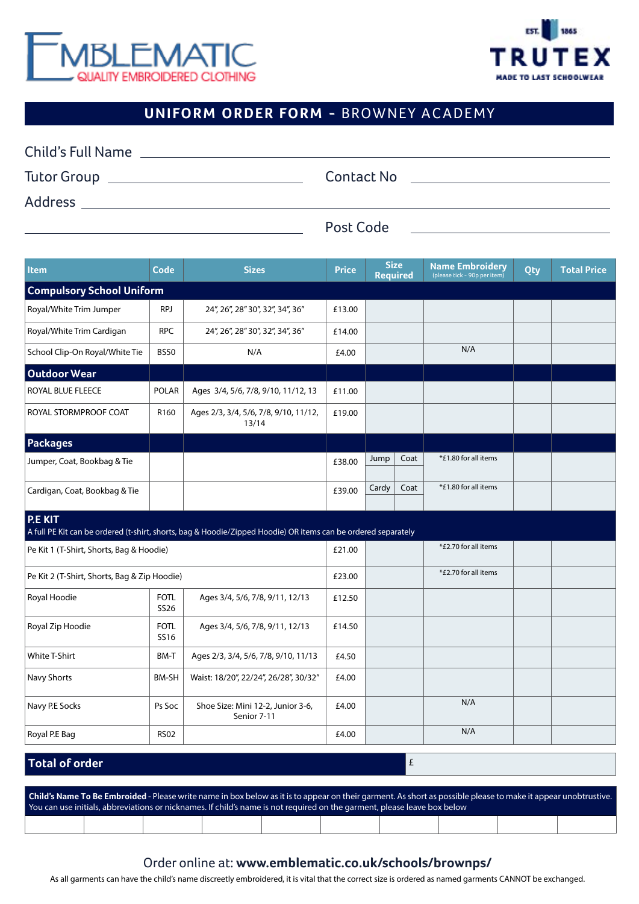EMBLEMATIC
QUALITY EMBROIDERED CLOTHING

EST. 1865 TRUTEX
MADE TO LAST SCHOOLWEAR

# UNIFORM ORDER FORM - BROWNEY ACADEMY

Child's Full Name ______________________________

Tutor Group ______________ Contact No ______________

Address ______________________________

______________________________ Post Code ______________

| Item | Code | Sizes | Price | Size Required | | Name Embroidery (please tick - 90p per item) | Qty | Total Price |
|---|---|---|---|---|---|---|---|---|
| **Compulsory School Uniform** | | | | | | | | |
| Royal/White Trim Jumper | RPJ | 24", 26", 28" 30", 32", 34", 36" | £13.00 | | | | | |
| Royal/White Trim Cardigan | RPC | 24", 26", 28" 30", 32", 34", 36" | £14.00 | | | | | |
| School Clip-On Royal/White Tie | BS50 | N/A | £4.00 | | | N/A | | |
| **Outdoor Wear** | | | | | | | | |
| ROYAL BLUE FLEECE | POLAR | Ages 3/4, 5/6, 7/8, 9/10, 11/12, 13 | £11.00 | | | | | |
| ROYAL STORMPROOF COAT | R160 | Ages 2/3, 3/4, 5/6, 7/8, 9/10, 11/12, 13/14 | £19.00 | | | | | |
| **Packages** | | | | | | | | |
| Jumper, Coat, Bookbag & Tie | | | £38.00 | Jump | Coat | *£1.80 for all items | | |
| Cardigan, Coat, Bookbag & Tie | | | £39.00 | Cardy | Coat | *£1.80 for all items | | |
| **P.E KIT** A full PE Kit can be ordered (t-shirt, shorts, bag & Hoodie/Zipped Hoodie) OR items can be ordered separately | | | | | | | | |
| Pe Kit 1 (T-Shirt, Shorts, Bag & Hoodie) | | | £21.00 | | | *£2.70 for all items | | |
| Pe Kit 2 (T-Shirt, Shorts, Bag & Zip Hoodie) | | | £23.00 | | | *£2.70 for all items | | |
| Royal Hoodie | FOTL SS26 | Ages 3/4, 5/6, 7/8, 9/11, 12/13 | £12.50 | | | | | |
| Royal Zip Hoodie | FOTL SS16 | Ages 3/4, 5/6, 7/8, 9/11, 12/13 | £14.50 | | | | | |
| White T-Shirt | BM-T | Ages 2/3, 3/4, 5/6, 7/8, 9/10, 11/13 | £4.50 | | | | | |
| Navy Shorts | BM-SH | Waist: 18/20", 22/24", 26/28", 30/32" | £4.00 | | | | | |
| Navy P.E Socks | Ps Soc | Shoe Size: Mini 12-2, Junior 3-6, Senior 7-11 | £4.00 | | | N/A | | |
| Royal P.E Bag | RS02 | | £4.00 | | | N/A | | |

**Total of order** £

**Child's Name To Be Embroided** - Please write name in box below as it is to appear on their garment. As short as possible please to make it appear unobtrusive. You can use initials, abbreviations or nicknames. If child's name is not required on the garment, please leave box below

| | | | | | | | | | |
|---|---|---|---|---|---|---|---|---|---|
| | | | | | | | | | |

Order online at: **www.emblematic.co.uk/schools/brownps/**

As all garments can have the child's name discreetly embroidered, it is vital that the correct size is ordered as named garments CANNOT be exchanged.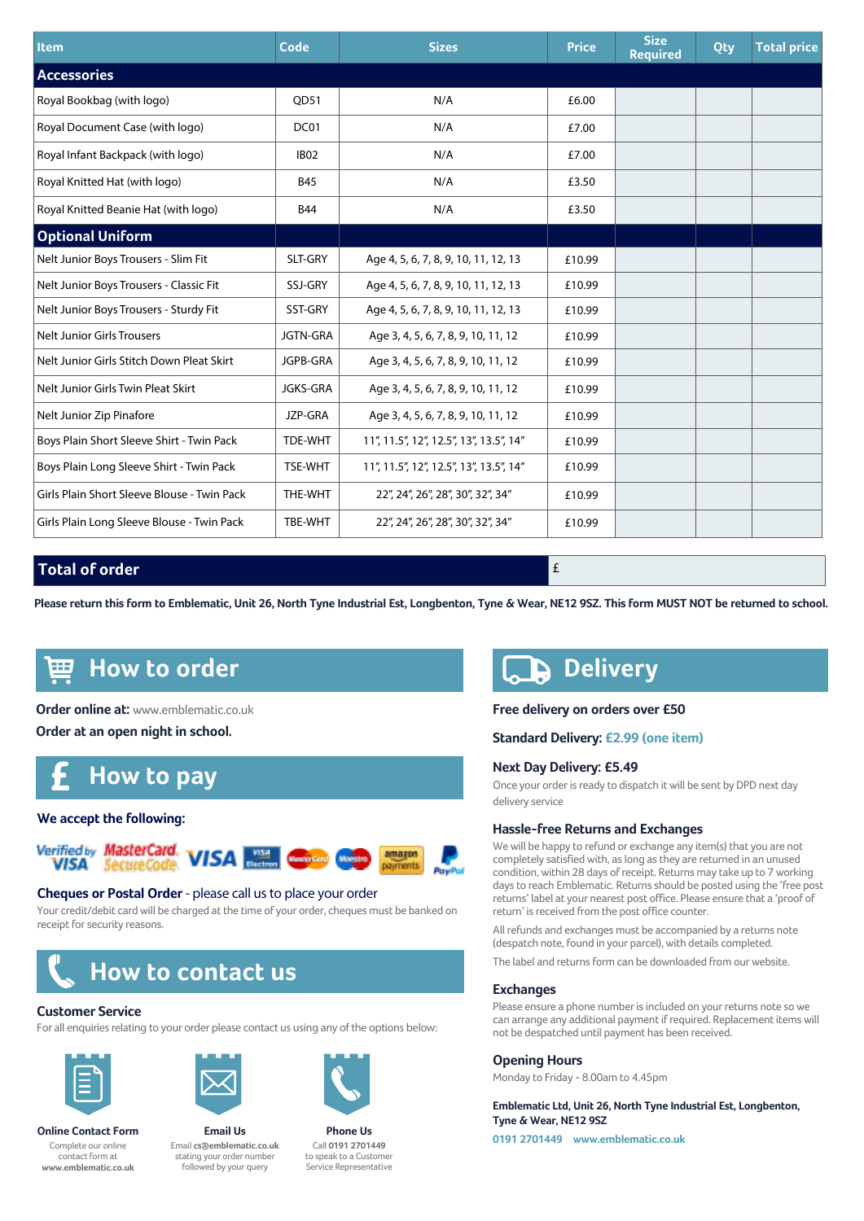| Item | Code | Sizes | Price | Size Required | Qty | Total price |
|---|---|---|---|---|---|---|
| **Accessories** | | | | | | |
| Royal Bookbag (with logo) | QD51 | N/A | £6.00 | | | |
| Royal Document Case (with logo) | DC01 | N/A | £7.00 | | | |
| Royal Infant Backpack (with logo) | IB02 | N/A | £7.00 | | | |
| Royal Knitted Hat (with logo) | B45 | N/A | £3.50 | | | |
| Royal Knitted Beanie Hat (with logo) | B44 | N/A | £3.50 | | | |
| **Optional Uniform** | | | | | | |
| Nelt Junior Boys Trousers - Slim Fit | SLT-GRY | Age 4, 5, 6, 7, 8, 9, 10, 11, 12, 13 | £10.99 | | | |
| Nelt Junior Boys Trousers - Classic Fit | SSJ-GRY | Age 4, 5, 6, 7, 8, 9, 10, 11, 12, 13 | £10.99 | | | |
| Nelt Junior Boys Trousers - Sturdy Fit | SST-GRY | Age 4, 5, 6, 7, 8, 9, 10, 11, 12, 13 | £10.99 | | | |
| Nelt Junior Girls Trousers | JGTN-GRA | Age 3, 4, 5, 6, 7, 8, 9, 10, 11, 12 | £10.99 | | | |
| Nelt Junior Girls Stitch Down Pleat Skirt | JGPB-GRA | Age 3, 4, 5, 6, 7, 8, 9, 10, 11, 12 | £10.99 | | | |
| Nelt Junior Girls Twin Pleat Skirt | JGKS-GRA | Age 3, 4, 5, 6, 7, 8, 9, 10, 11, 12 | £10.99 | | | |
| Nelt Junior Zip Pinafore | JZP-GRA | Age 3, 4, 5, 6, 7, 8, 9, 10, 11, 12 | £10.99 | | | |
| Boys Plain Short Sleeve Shirt - Twin Pack | TDE-WHT | 11", 11.5", 12", 12.5", 13", 13.5", 14" | £10.99 | | | |
| Boys Plain Long Sleeve Shirt - Twin Pack | TSE-WHT | 11", 11.5", 12", 12.5", 13", 13.5", 14" | £10.99 | | | |
| Girls Plain Short Sleeve Blouse - Twin Pack | THE-WHT | 22", 24", 26", 28", 30", 32", 34" | £10.99 | | | |
| Girls Plain Long Sleeve Blouse - Twin Pack | TBE-WHT | 22", 24", 26", 28", 30", 32", 34" | £10.99 | | | |

**Total of order** £

**Please return this form to Emblematic, Unit 26, North Tyne Industrial Est, Longbenton, Tyne & Wear, NE12 9SZ. This form MUST NOT be returned to school.**

## How to order

**Order online at:** www.emblematic.co.uk

**Order at an open night in school.**

## How to pay

**We accept the following:**

Verified by VISA, MasterCard SecureCode, VISA, VISA Electron, MasterCard, Maestro, amazon payments, PayPal

**Cheques or Postal Order** - please call us to place your order

Your credit/debit card will be charged at the time of your order, cheques must be banked on receipt for security reasons.

## How to contact us

### Customer Service

For all enquiries relating to your order please contact us using any of the options below:

**Online Contact Form**
Complete our online contact form at **www.emblematic.co.uk**

**Email Us**
Email **cs@emblematic.co.uk** stating your order number followed by your query

**Phone Us**
Call **0191 2701449** to speak to a Customer Service Representative

## Delivery

**Free delivery on orders over £50**

**Standard Delivery: £2.99 (one item)**

### Next Day Delivery: £5.49

Once your order is ready to dispatch it will be sent by DPD next day delivery service

### Hassle-free Returns and Exchanges

We will be happy to refund or exchange any item(s) that you are not completely satisfied with, as long as they are returned in an unused condition, within 28 days of receipt. Returns may take up to 7 working days to reach Emblematic. Returns should be posted using the 'free post returns' label at your nearest post office. Please ensure that a 'proof of return' is received from the post office counter.

All refunds and exchanges must be accompanied by a returns note (despatch note, found in your parcel), with details completed.

The label and returns form can be downloaded from our website.

### Exchanges

Please ensure a phone number is included on your returns note so we can arrange any additional payment if required. Replacement items will not be despatched until payment has been received.

### Opening Hours

Monday to Friday - 8.00am to 4.45pm

**Emblematic Ltd, Unit 26, North Tyne Industrial Est, Longbenton, Tyne & Wear, NE12 9SZ**

**0191 2701449 www.emblematic.co.uk**